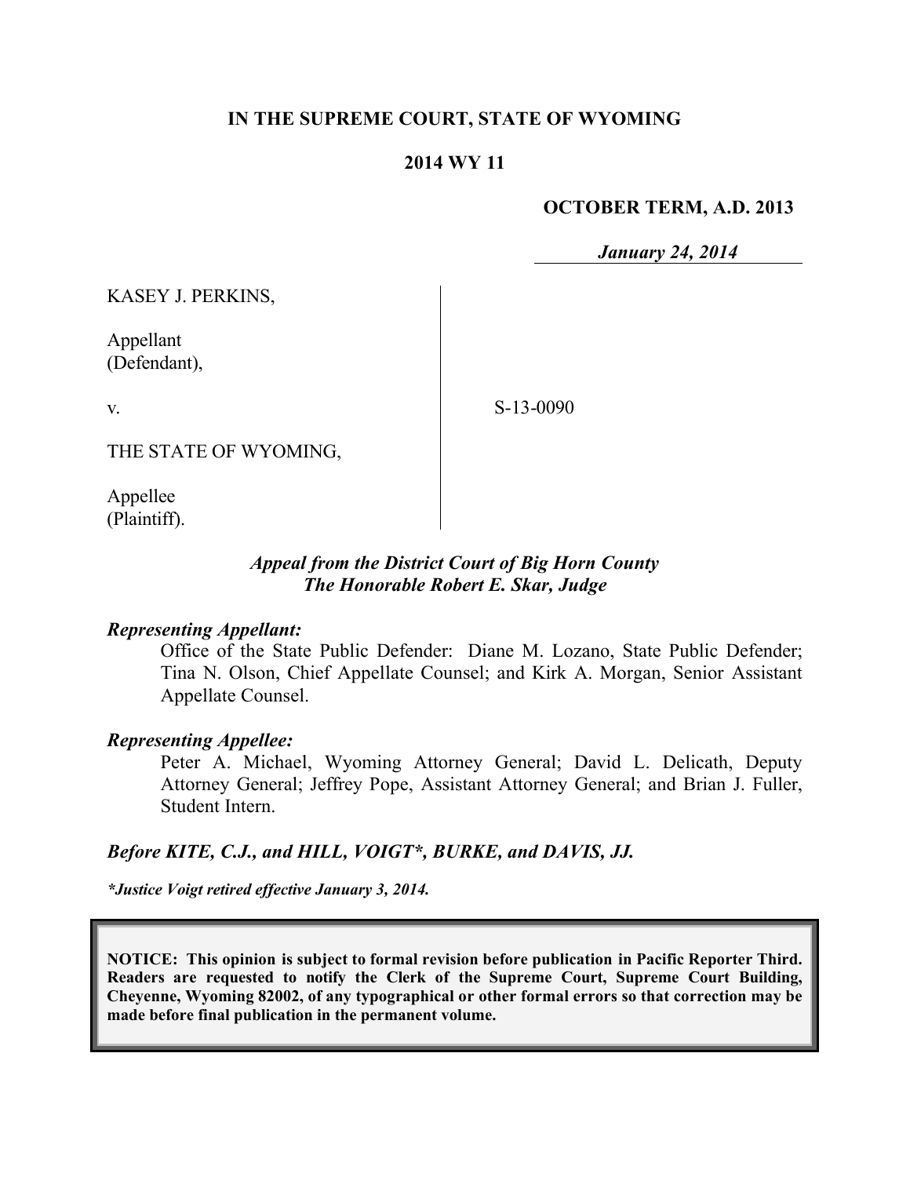**IN THE SUPREME COURT, STATE OF WYOMING**

**2014 WY 11**

**OCTOBER TERM, A.D. 2013**

***January 24, 2014***

KASEY J. PERKINS,

Appellant
(Defendant),

v.

S-13-0090

THE STATE OF WYOMING,

Appellee
(Plaintiff).

***Appeal from the District Court of Big Horn County***
***The Honorable Robert E. Skar, Judge***

***Representing Appellant:***

Office of the State Public Defender: Diane M. Lozano, State Public Defender; Tina N. Olson, Chief Appellate Counsel; and Kirk A. Morgan, Senior Assistant Appellate Counsel.

***Representing Appellee:***

Peter A. Michael, Wyoming Attorney General; David L. Delicath, Deputy Attorney General; Jeffrey Pope, Assistant Attorney General; and Brian J. Fuller, Student Intern.

***Before KITE, C.J., and HILL, VOIGT*, BURKE, and DAVIS, JJ.***

****Justice Voigt retired effective January 3, 2014.***

**NOTICE: This opinion is subject to formal revision before publication in Pacific Reporter Third. Readers are requested to notify the Clerk of the Supreme Court, Supreme Court Building, Cheyenne, Wyoming 82002, of any typographical or other formal errors so that correction may be made before final publication in the permanent volume.**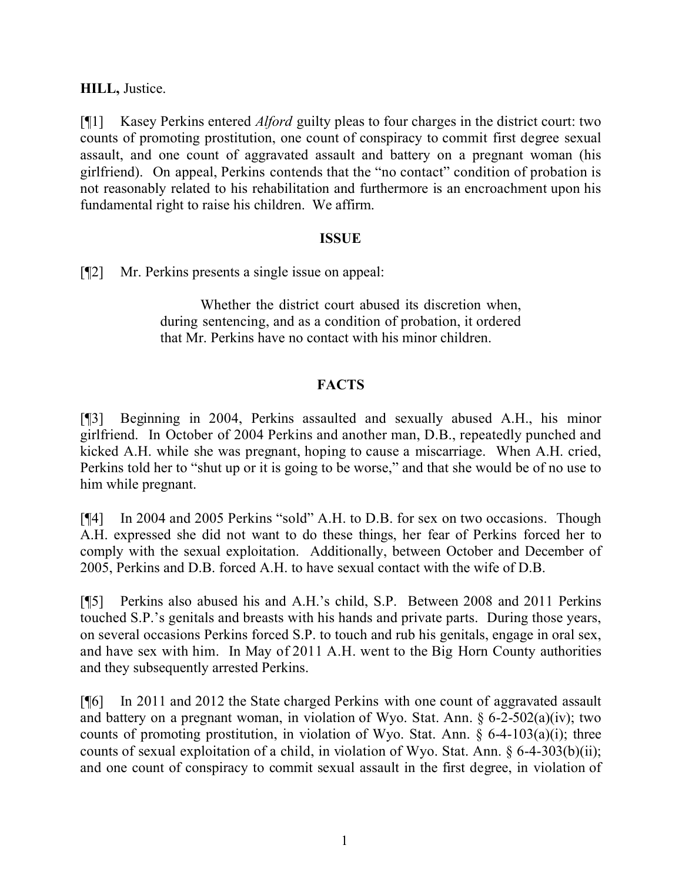**HILL,** Justice.

[¶1] Kasey Perkins entered *Alford* guilty pleas to four charges in the district court: two counts of promoting prostitution, one count of conspiracy to commit first degree sexual assault, and one count of aggravated assault and battery on a pregnant woman (his girlfriend). On appeal, Perkins contends that the "no contact" condition of probation is not reasonably related to his rehabilitation and furthermore is an encroachment upon his fundamental right to raise his children. We affirm.

## ISSUE

[¶2] Mr. Perkins presents a single issue on appeal:

> Whether the district court abused its discretion when, during sentencing, and as a condition of probation, it ordered that Mr. Perkins have no contact with his minor children.

## FACTS

[¶3] Beginning in 2004, Perkins assaulted and sexually abused A.H., his minor girlfriend. In October of 2004 Perkins and another man, D.B., repeatedly punched and kicked A.H. while she was pregnant, hoping to cause a miscarriage. When A.H. cried, Perkins told her to "shut up or it is going to be worse," and that she would be of no use to him while pregnant.

[¶4] In 2004 and 2005 Perkins "sold" A.H. to D.B. for sex on two occasions. Though A.H. expressed she did not want to do these things, her fear of Perkins forced her to comply with the sexual exploitation. Additionally, between October and December of 2005, Perkins and D.B. forced A.H. to have sexual contact with the wife of D.B.

[¶5] Perkins also abused his and A.H.'s child, S.P. Between 2008 and 2011 Perkins touched S.P.'s genitals and breasts with his hands and private parts. During those years, on several occasions Perkins forced S.P. to touch and rub his genitals, engage in oral sex, and have sex with him. In May of 2011 A.H. went to the Big Horn County authorities and they subsequently arrested Perkins.

[¶6] In 2011 and 2012 the State charged Perkins with one count of aggravated assault and battery on a pregnant woman, in violation of Wyo. Stat. Ann. § 6-2-502(a)(iv); two counts of promoting prostitution, in violation of Wyo. Stat. Ann. § 6-4-103(a)(i); three counts of sexual exploitation of a child, in violation of Wyo. Stat. Ann. § 6-4-303(b)(ii); and one count of conspiracy to commit sexual assault in the first degree, in violation of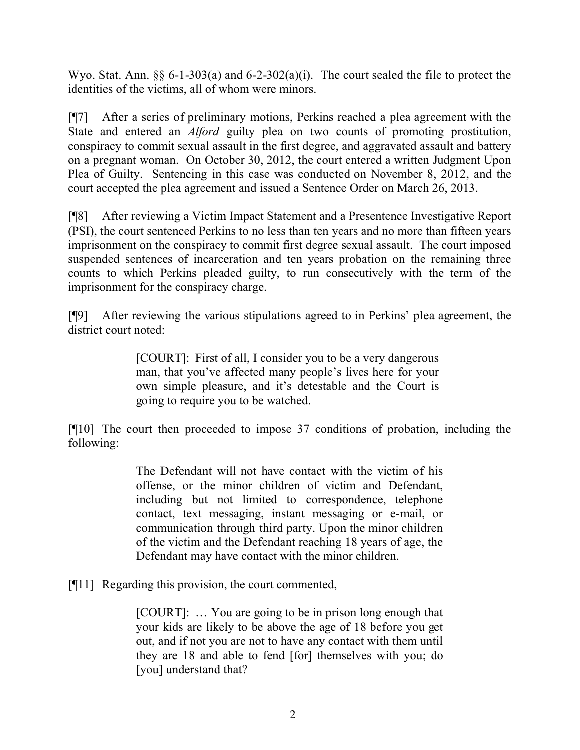Wyo. Stat. Ann. §§ 6-1-303(a) and 6-2-302(a)(i). The court sealed the file to protect the identities of the victims, all of whom were minors.

[¶7] After a series of preliminary motions, Perkins reached a plea agreement with the State and entered an *Alford* guilty plea on two counts of promoting prostitution, conspiracy to commit sexual assault in the first degree, and aggravated assault and battery on a pregnant woman. On October 30, 2012, the court entered a written Judgment Upon Plea of Guilty. Sentencing in this case was conducted on November 8, 2012, and the court accepted the plea agreement and issued a Sentence Order on March 26, 2013.

[¶8] After reviewing a Victim Impact Statement and a Presentence Investigative Report (PSI), the court sentenced Perkins to no less than ten years and no more than fifteen years imprisonment on the conspiracy to commit first degree sexual assault. The court imposed suspended sentences of incarceration and ten years probation on the remaining three counts to which Perkins pleaded guilty, to run consecutively with the term of the imprisonment for the conspiracy charge.

[¶9] After reviewing the various stipulations agreed to in Perkins' plea agreement, the district court noted:

> [COURT]: First of all, I consider you to be a very dangerous man, that you've affected many people's lives here for your own simple pleasure, and it's detestable and the Court is going to require you to be watched.

[¶10] The court then proceeded to impose 37 conditions of probation, including the following:

> The Defendant will not have contact with the victim of his offense, or the minor children of victim and Defendant, including but not limited to correspondence, telephone contact, text messaging, instant messaging or e-mail, or communication through third party. Upon the minor children of the victim and the Defendant reaching 18 years of age, the Defendant may have contact with the minor children.

[¶11] Regarding this provision, the court commented,

> [COURT]: … You are going to be in prison long enough that your kids are likely to be above the age of 18 before you get out, and if not you are not to have any contact with them until they are 18 and able to fend [for] themselves with you; do [you] understand that?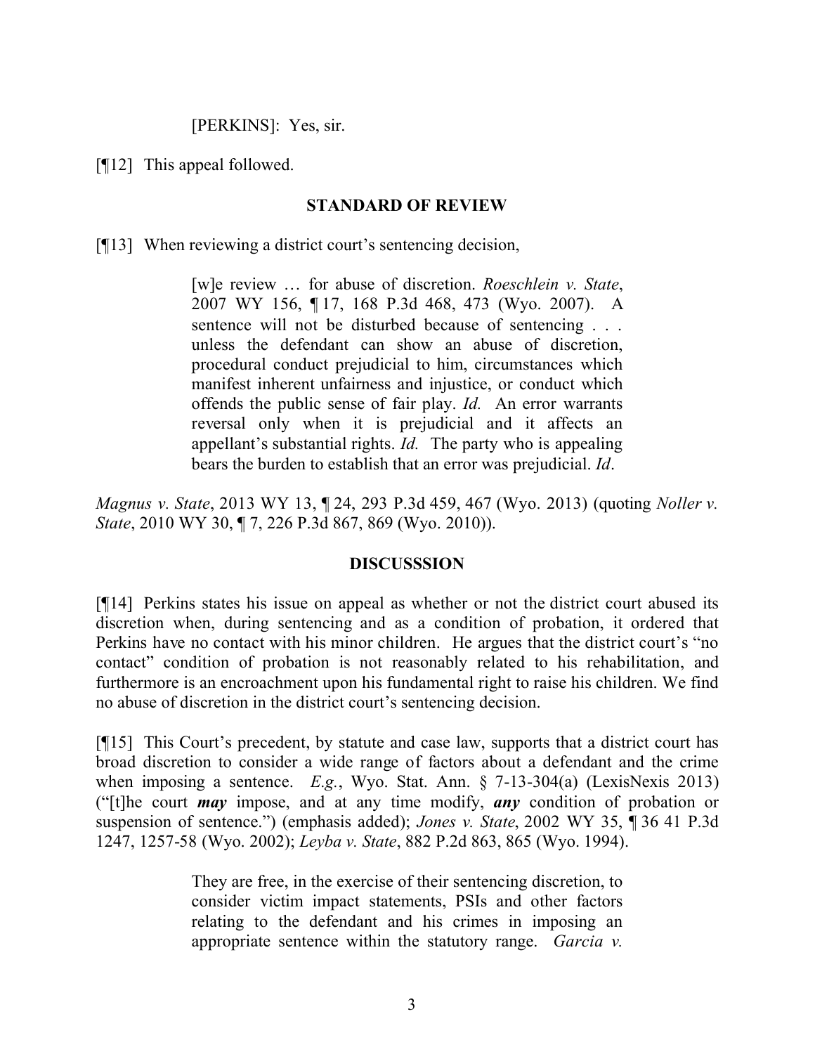[PERKINS]: Yes, sir.

[¶12] This appeal followed.

## STANDARD OF REVIEW

[¶13] When reviewing a district court's sentencing decision,

> [w]e review … for abuse of discretion. *Roeschlein v. State*, 2007 WY 156, ¶ 17, 168 P.3d 468, 473 (Wyo. 2007). A sentence will not be disturbed because of sentencing . . . unless the defendant can show an abuse of discretion, procedural conduct prejudicial to him, circumstances which manifest inherent unfairness and injustice, or conduct which offends the public sense of fair play. *Id.* An error warrants reversal only when it is prejudicial and it affects an appellant's substantial rights. *Id.* The party who is appealing bears the burden to establish that an error was prejudicial. *Id*.

*Magnus v. State*, 2013 WY 13, ¶ 24, 293 P.3d 459, 467 (Wyo. 2013) (quoting *Noller v. State*, 2010 WY 30, ¶ 7, 226 P.3d 867, 869 (Wyo. 2010)).

## DISCUSSSION

[¶14] Perkins states his issue on appeal as whether or not the district court abused its discretion when, during sentencing and as a condition of probation, it ordered that Perkins have no contact with his minor children. He argues that the district court's "no contact" condition of probation is not reasonably related to his rehabilitation, and furthermore is an encroachment upon his fundamental right to raise his children. We find no abuse of discretion in the district court's sentencing decision.

[¶15] This Court's precedent, by statute and case law, supports that a district court has broad discretion to consider a wide range of factors about a defendant and the crime when imposing a sentence. *E.g.*, Wyo. Stat. Ann. § 7-13-304(a) (LexisNexis 2013) ("[t]he court ***may*** impose, and at any time modify, ***any*** condition of probation or suspension of sentence.") (emphasis added); *Jones v. State*, 2002 WY 35, ¶ 36 41 P.3d 1247, 1257-58 (Wyo. 2002); *Leyba v. State*, 882 P.2d 863, 865 (Wyo. 1994).

> They are free, in the exercise of their sentencing discretion, to consider victim impact statements, PSIs and other factors relating to the defendant and his crimes in imposing an appropriate sentence within the statutory range. *Garcia v.*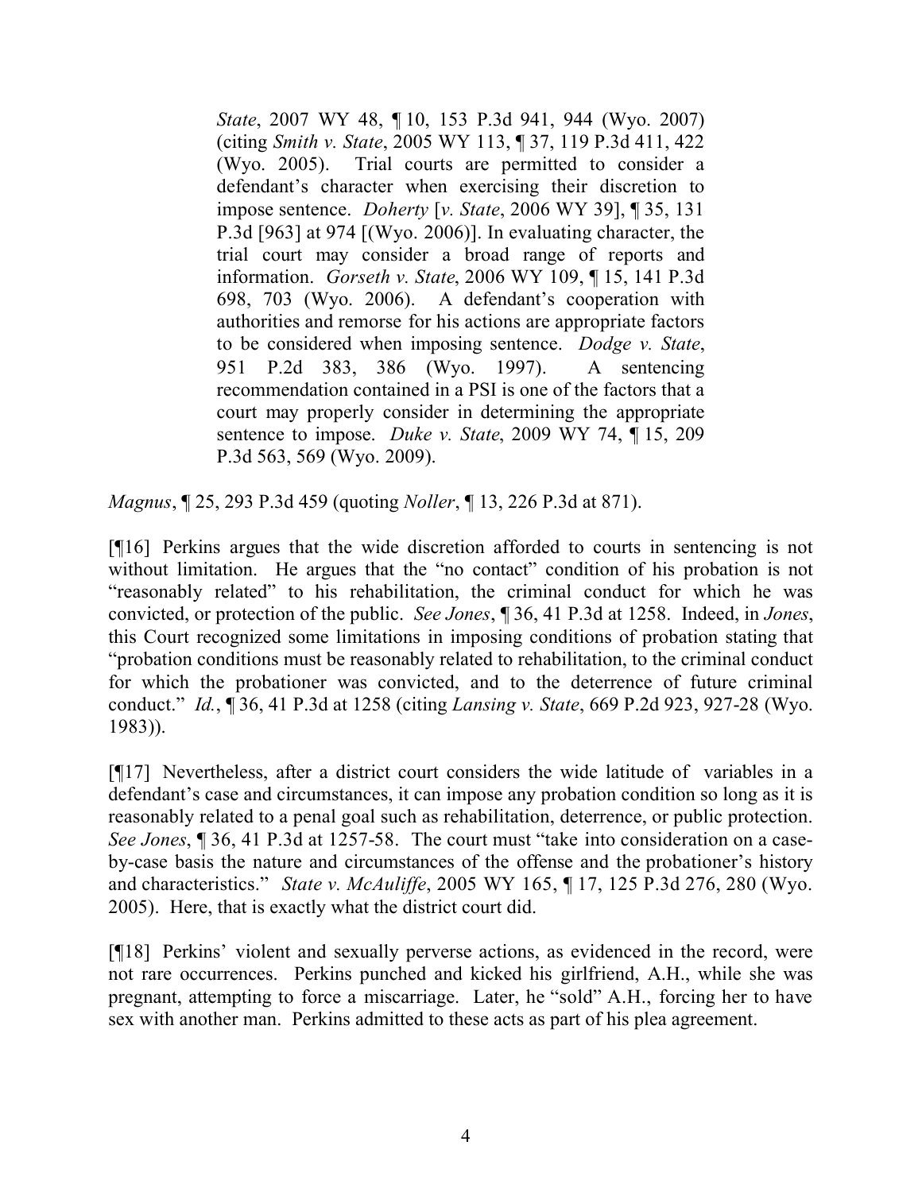> *State*, 2007 WY 48, ¶ 10, 153 P.3d 941, 944 (Wyo. 2007) (citing *Smith v. State*, 2005 WY 113, ¶ 37, 119 P.3d 411, 422 (Wyo. 2005). Trial courts are permitted to consider a defendant's character when exercising their discretion to impose sentence. *Doherty* [*v. State*, 2006 WY 39], ¶ 35, 131 P.3d [963] at 974 [(Wyo. 2006)]. In evaluating character, the trial court may consider a broad range of reports and information. *Gorseth v. State*, 2006 WY 109, ¶ 15, 141 P.3d 698, 703 (Wyo. 2006). A defendant's cooperation with authorities and remorse for his actions are appropriate factors to be considered when imposing sentence. *Dodge v. State*, 951 P.2d 383, 386 (Wyo. 1997). A sentencing recommendation contained in a PSI is one of the factors that a court may properly consider in determining the appropriate sentence to impose. *Duke v. State*, 2009 WY 74, ¶ 15, 209 P.3d 563, 569 (Wyo. 2009).

*Magnus*, ¶ 25, 293 P.3d 459 (quoting *Noller*, ¶ 13, 226 P.3d at 871).

[¶16] Perkins argues that the wide discretion afforded to courts in sentencing is not without limitation. He argues that the "no contact" condition of his probation is not "reasonably related" to his rehabilitation, the criminal conduct for which he was convicted, or protection of the public. *See Jones*, ¶ 36, 41 P.3d at 1258. Indeed, in *Jones*, this Court recognized some limitations in imposing conditions of probation stating that "probation conditions must be reasonably related to rehabilitation, to the criminal conduct for which the probationer was convicted, and to the deterrence of future criminal conduct." *Id.*, ¶ 36, 41 P.3d at 1258 (citing *Lansing v. State*, 669 P.2d 923, 927-28 (Wyo. 1983)).

[¶17] Nevertheless, after a district court considers the wide latitude of variables in a defendant's case and circumstances, it can impose any probation condition so long as it is reasonably related to a penal goal such as rehabilitation, deterrence, or public protection. *See Jones*, ¶ 36, 41 P.3d at 1257-58. The court must "take into consideration on a case-by-case basis the nature and circumstances of the offense and the probationer's history and characteristics." *State v. McAuliffe*, 2005 WY 165, ¶ 17, 125 P.3d 276, 280 (Wyo. 2005). Here, that is exactly what the district court did.

[¶18] Perkins' violent and sexually perverse actions, as evidenced in the record, were not rare occurrences. Perkins punched and kicked his girlfriend, A.H., while she was pregnant, attempting to force a miscarriage. Later, he "sold" A.H., forcing her to have sex with another man. Perkins admitted to these acts as part of his plea agreement.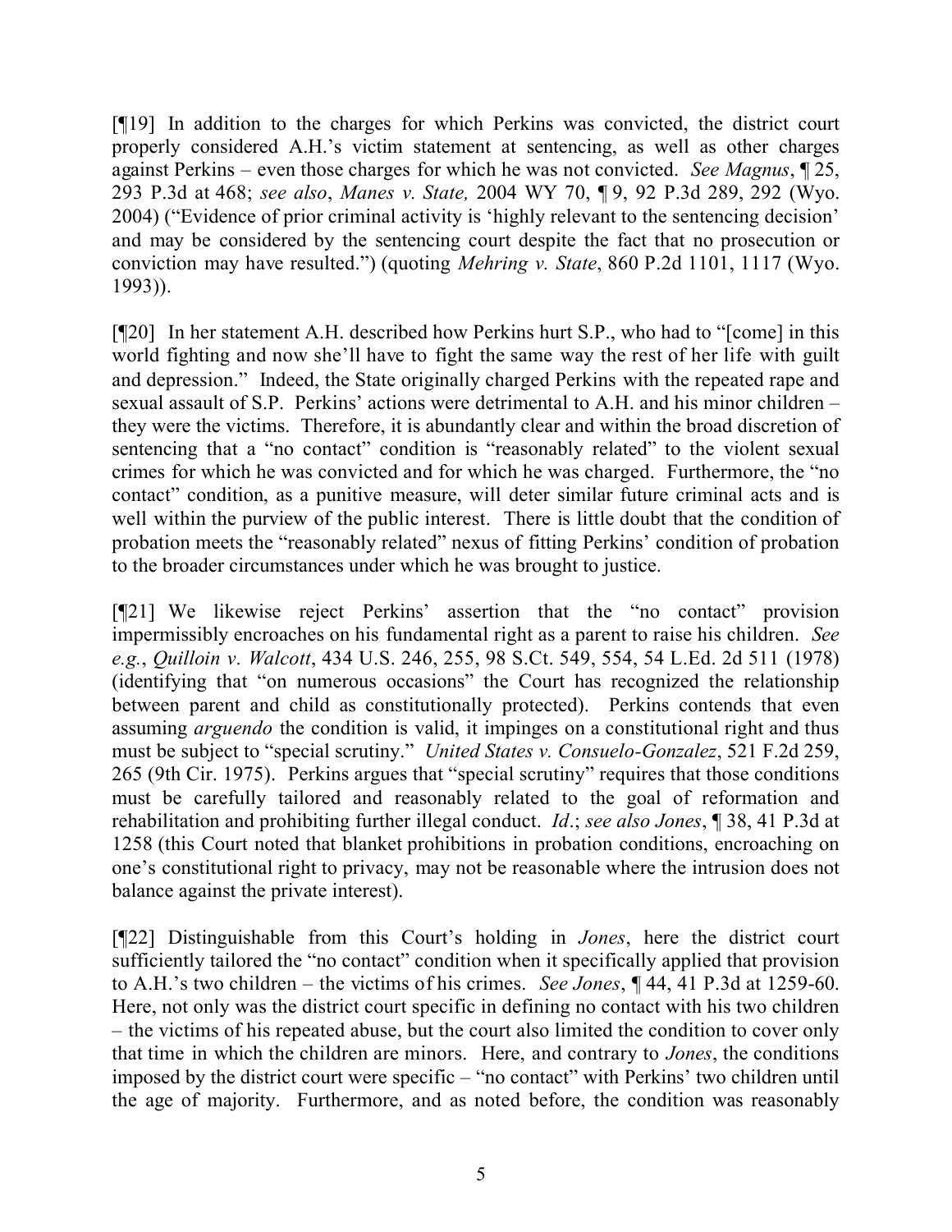[¶19] In addition to the charges for which Perkins was convicted, the district court properly considered A.H.'s victim statement at sentencing, as well as other charges against Perkins – even those charges for which he was not convicted. *See Magnus*, ¶ 25, 293 P.3d at 468; *see also*, *Manes v. State,* 2004 WY 70, ¶ 9, 92 P.3d 289, 292 (Wyo. 2004) ("Evidence of prior criminal activity is 'highly relevant to the sentencing decision' and may be considered by the sentencing court despite the fact that no prosecution or conviction may have resulted.") (quoting *Mehring v. State*, 860 P.2d 1101, 1117 (Wyo. 1993)).

[¶20] In her statement A.H. described how Perkins hurt S.P., who had to "[come] in this world fighting and now she'll have to fight the same way the rest of her life with guilt and depression." Indeed, the State originally charged Perkins with the repeated rape and sexual assault of S.P. Perkins' actions were detrimental to A.H. and his minor children – they were the victims. Therefore, it is abundantly clear and within the broad discretion of sentencing that a "no contact" condition is "reasonably related" to the violent sexual crimes for which he was convicted and for which he was charged. Furthermore, the "no contact" condition, as a punitive measure, will deter similar future criminal acts and is well within the purview of the public interest. There is little doubt that the condition of probation meets the "reasonably related" nexus of fitting Perkins' condition of probation to the broader circumstances under which he was brought to justice.

[¶21] We likewise reject Perkins' assertion that the "no contact" provision impermissibly encroaches on his fundamental right as a parent to raise his children. *See e.g.*, *Quilloin v. Walcott*, 434 U.S. 246, 255, 98 S.Ct. 549, 554, 54 L.Ed. 2d 511 (1978) (identifying that "on numerous occasions" the Court has recognized the relationship between parent and child as constitutionally protected). Perkins contends that even assuming *arguendo* the condition is valid, it impinges on a constitutional right and thus must be subject to "special scrutiny." *United States v. Consuelo-Gonzalez*, 521 F.2d 259, 265 (9th Cir. 1975). Perkins argues that "special scrutiny" requires that those conditions must be carefully tailored and reasonably related to the goal of reformation and rehabilitation and prohibiting further illegal conduct. *Id*.; *see also Jones*, ¶ 38, 41 P.3d at 1258 (this Court noted that blanket prohibitions in probation conditions, encroaching on one's constitutional right to privacy, may not be reasonable where the intrusion does not balance against the private interest).

[¶22] Distinguishable from this Court's holding in *Jones*, here the district court sufficiently tailored the "no contact" condition when it specifically applied that provision to A.H.'s two children – the victims of his crimes. *See Jones*, ¶ 44, 41 P.3d at 1259-60. Here, not only was the district court specific in defining no contact with his two children – the victims of his repeated abuse, but the court also limited the condition to cover only that time in which the children are minors. Here, and contrary to *Jones*, the conditions imposed by the district court were specific – "no contact" with Perkins' two children until the age of majority. Furthermore, and as noted before, the condition was reasonably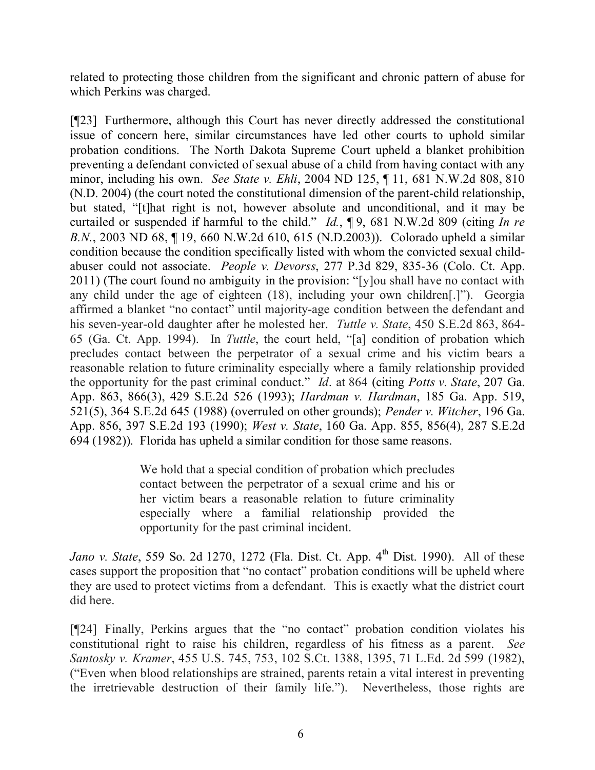related to protecting those children from the significant and chronic pattern of abuse for which Perkins was charged.

[¶23] Furthermore, although this Court has never directly addressed the constitutional issue of concern here, similar circumstances have led other courts to uphold similar probation conditions. The North Dakota Supreme Court upheld a blanket prohibition preventing a defendant convicted of sexual abuse of a child from having contact with any minor, including his own. *See State v. Ehli*, 2004 ND 125, ¶ 11, 681 N.W.2d 808, 810 (N.D. 2004) (the court noted the constitutional dimension of the parent-child relationship, but stated, "[t]hat right is not, however absolute and unconditional, and it may be curtailed or suspended if harmful to the child." *Id.*, ¶ 9, 681 N.W.2d 809 (citing *In re B.N.*, 2003 ND 68, ¶ 19, 660 N.W.2d 610, 615 (N.D.2003)). Colorado upheld a similar condition because the condition specifically listed with whom the convicted sexual child-abuser could not associate. *People v. Devorss*, 277 P.3d 829, 835-36 (Colo. Ct. App. 2011) (The court found no ambiguity in the provision: "[y]ou shall have no contact with any child under the age of eighteen (18), including your own children[.]"). Georgia affirmed a blanket "no contact" until majority-age condition between the defendant and his seven-year-old daughter after he molested her. *Tuttle v. State*, 450 S.E.2d 863, 864-65 (Ga. Ct. App. 1994). In *Tuttle*, the court held, "[a] condition of probation which precludes contact between the perpetrator of a sexual crime and his victim bears a reasonable relation to future criminality especially where a family relationship provided the opportunity for the past criminal conduct." *Id*. at 864 (citing *Potts v. State*, 207 Ga. App. 863, 866(3), 429 S.E.2d 526 (1993); *Hardman v. Hardman*, 185 Ga. App. 519, 521(5), 364 S.E.2d 645 (1988) (overruled on other grounds); *Pender v. Witcher*, 196 Ga. App. 856, 397 S.E.2d 193 (1990); *West v. State*, 160 Ga. App. 855, 856(4), 287 S.E.2d 694 (1982)). Florida has upheld a similar condition for those same reasons.

> We hold that a special condition of probation which precludes contact between the perpetrator of a sexual crime and his or her victim bears a reasonable relation to future criminality especially where a familial relationship provided the opportunity for the past criminal incident.

*Jano v. State*, 559 So. 2d 1270, 1272 (Fla. Dist. Ct. App. 4th Dist. 1990). All of these cases support the proposition that "no contact" probation conditions will be upheld where they are used to protect victims from a defendant. This is exactly what the district court did here.

[¶24] Finally, Perkins argues that the "no contact" probation condition violates his constitutional right to raise his children, regardless of his fitness as a parent. *See Santosky v. Kramer*, 455 U.S. 745, 753, 102 S.Ct. 1388, 1395, 71 L.Ed. 2d 599 (1982), ("Even when blood relationships are strained, parents retain a vital interest in preventing the irretrievable destruction of their family life."). Nevertheless, those rights are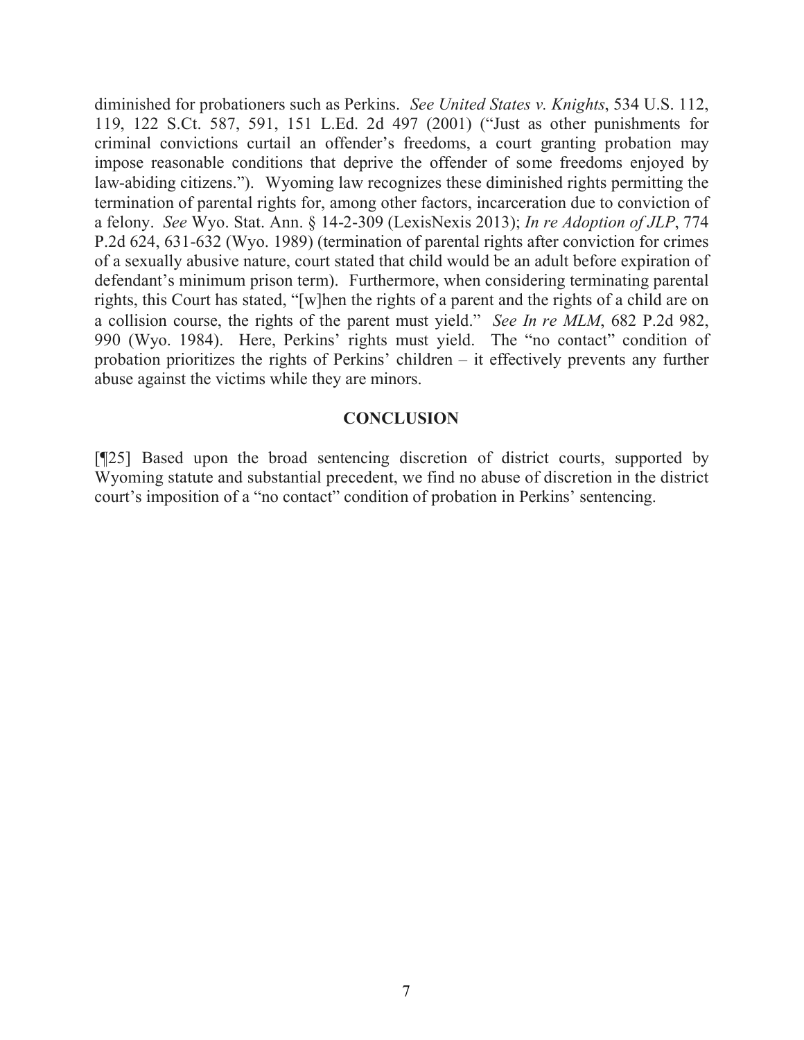diminished for probationers such as Perkins. *See United States v. Knights*, 534 U.S. 112, 119, 122 S.Ct. 587, 591, 151 L.Ed. 2d 497 (2001) ("Just as other punishments for criminal convictions curtail an offender's freedoms, a court granting probation may impose reasonable conditions that deprive the offender of some freedoms enjoyed by law-abiding citizens."). Wyoming law recognizes these diminished rights permitting the termination of parental rights for, among other factors, incarceration due to conviction of a felony. *See* Wyo. Stat. Ann. § 14-2-309 (LexisNexis 2013); *In re Adoption of JLP*, 774 P.2d 624, 631-632 (Wyo. 1989) (termination of parental rights after conviction for crimes of a sexually abusive nature, court stated that child would be an adult before expiration of defendant's minimum prison term). Furthermore, when considering terminating parental rights, this Court has stated, "[w]hen the rights of a parent and the rights of a child are on a collision course, the rights of the parent must yield." *See In re MLM*, 682 P.2d 982, 990 (Wyo. 1984). Here, Perkins' rights must yield. The "no contact" condition of probation prioritizes the rights of Perkins' children – it effectively prevents any further abuse against the victims while they are minors.

## CONCLUSION

[¶25] Based upon the broad sentencing discretion of district courts, supported by Wyoming statute and substantial precedent, we find no abuse of discretion in the district court's imposition of a "no contact" condition of probation in Perkins' sentencing.